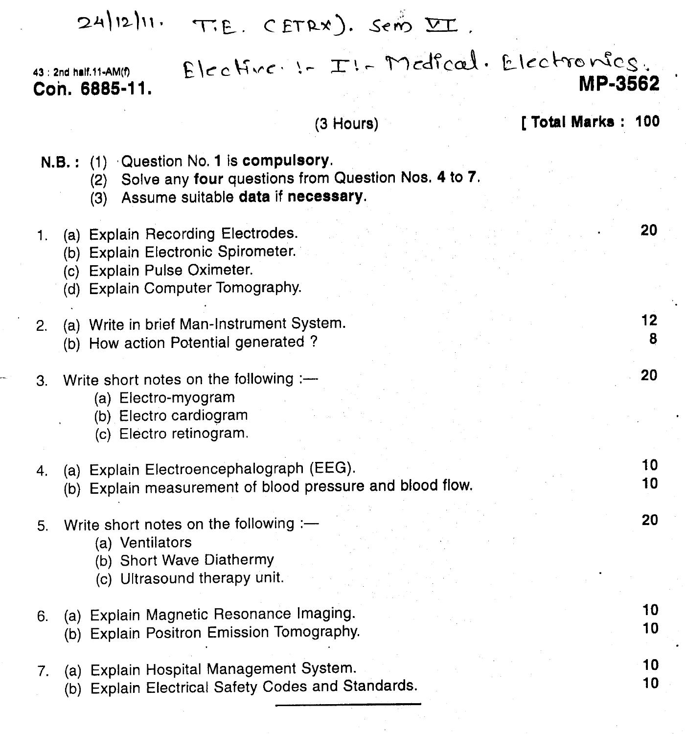24/12/11. T.E. (ETRX). Sem VI.

43 : 2nd half.11-AM(f)

Elective :- I :- Medical. Electronics.

**Con. 6885-11.**

**MP-3562**

(3 Hours)

**[ Total Marks : 100**

**N.B. :** (1) Question No. **1** is **compulsory**.
(2) Solve any **four** questions from Question Nos. **4** to **7**.
(3) Assume suitable **data** if **necessary**.

1. (a) Explain Recording Electrodes. **20**
   (b) Explain Electronic Spirometer.
   (c) Explain Pulse Oximeter.
   (d) Explain Computer Tomography.

2. (a) Write in brief Man-Instrument System. **12**
   (b) How action Potential generated ? **8**

3. Write short notes on the following :— **20**
   (a) Electro-myogram
   (b) Electro cardiogram
   (c) Electro retinogram.

4. (a) Explain Electroencephalograph (EEG). **10**
   (b) Explain measurement of blood pressure and blood flow. **10**

5. Write short notes on the following :— **20**
   (a) Ventilators
   (b) Short Wave Diathermy
   (c) Ultrasound therapy unit.

6. (a) Explain Magnetic Resonance Imaging. **10**
   (b) Explain Positron Emission Tomography. **10**

7. (a) Explain Hospital Management System. **10**
   (b) Explain Electrical Safety Codes and Standards. **10**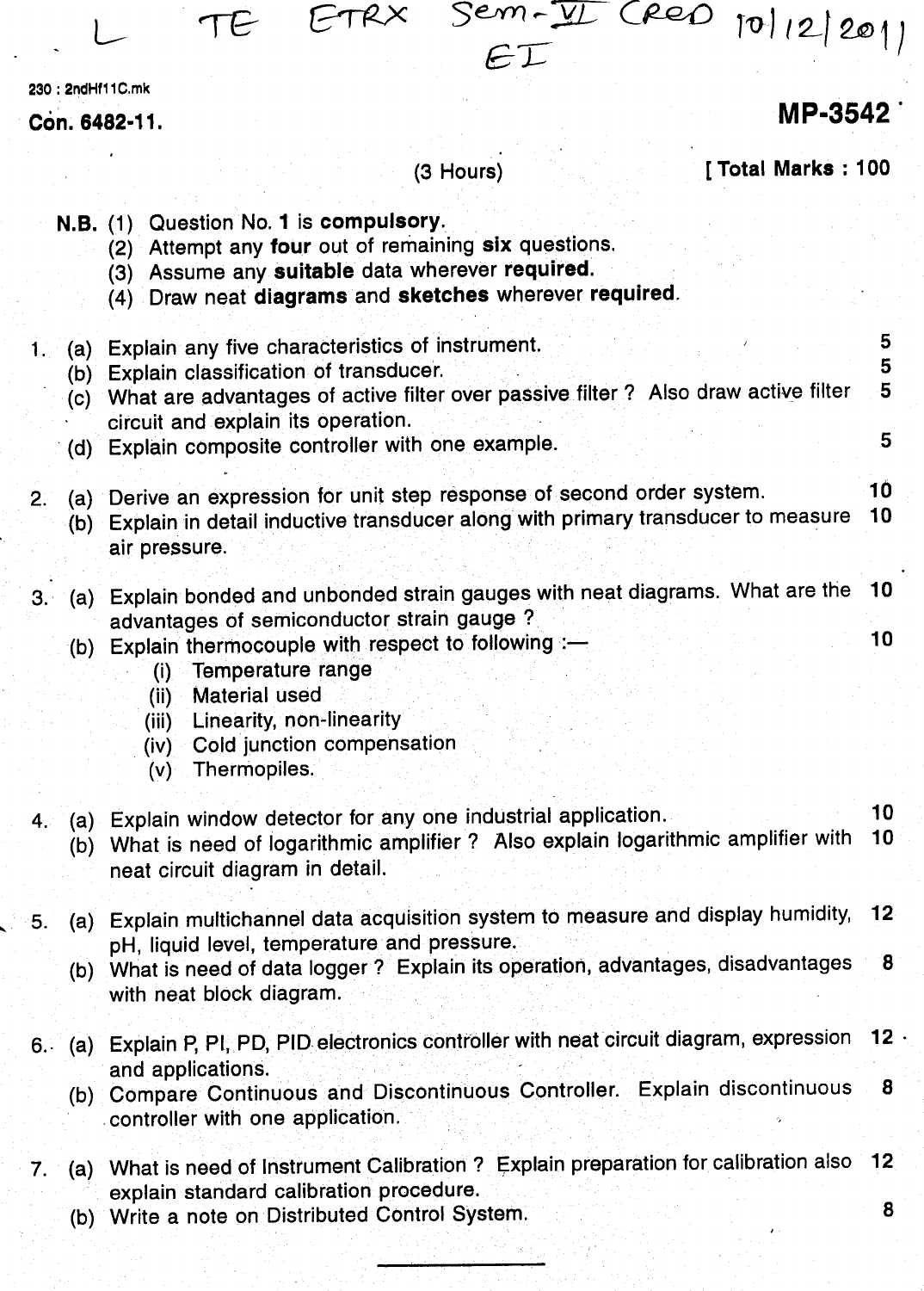L TE ETRX Sem-VI CRED 10/12/2011 EI

230 : 2ndHf11C.mk

**Con. 6482-11.** **MP-3542**

(3 Hours) **[ Total Marks : 100**

**N.B.** (1) Question No. **1** is **compulsory**.
(2) Attempt any **four** out of remaining **six** questions.
(3) Assume any **suitable** data wherever **required.**
(4) Draw neat **diagrams** and **sketches** wherever **required**.

1. (a) Explain any five characteristics of instrument. — 5
   (b) Explain classification of transducer. — 5
   (c) What are advantages of active filter over passive filter ? Also draw active filter circuit and explain its operation. — 5
   (d) Explain composite controller with one example. — 5

2. (a) Derive an expression for unit step response of second order system. — 10
   (b) Explain in detail inductive transducer along with primary transducer to measure air pressure. — 10

3. (a) Explain bonded and unbonded strain gauges with neat diagrams. What are the advantages of semiconductor strain gauge ? — 10
   (b) Explain thermocouple with respect to following :— — 10
      (i) Temperature range
      (ii) Material used
      (iii) Linearity, non-linearity
      (iv) Cold junction compensation
      (v) Thermopiles.

4. (a) Explain window detector for any one industrial application. — 10
   (b) What is need of logarithmic amplifier ? Also explain logarithmic amplifier with neat circuit diagram in detail. — 10

5. (a) Explain multichannel data acquisition system to measure and display humidity, pH, liquid level, temperature and pressure. — 12
   (b) What is need of data logger ? Explain its operation, advantages, disadvantages with neat block diagram. — 8

6. (a) Explain P, PI, PD, PID electronics controller with neat circuit diagram, expression and applications. — 12
   (b) Compare Continuous and Discontinuous Controller. Explain discontinuous controller with one application. — 8

7. (a) What is need of Instrument Calibration ? Explain preparation for calibration also explain standard calibration procedure. — 12
   (b) Write a note on Distributed Control System. — 8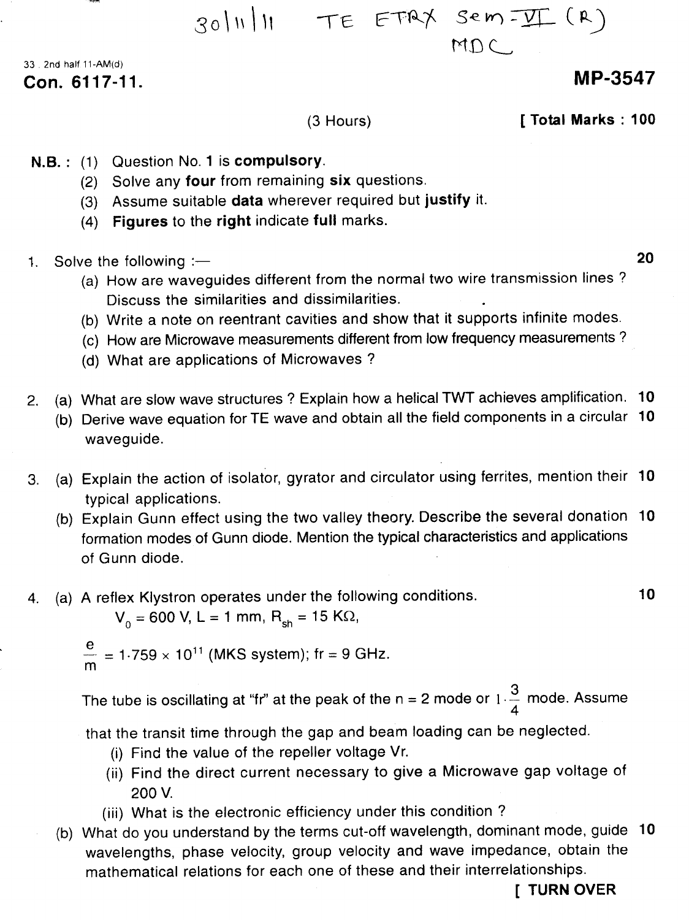30/11/11 TE ETRX Sem-VI (R) MDC

33 . 2nd half 11-AM(d)

**Con. 6117-11.** **MP-3547**

(3 Hours) **[ Total Marks : 100**

**N.B. :** (1) Question No. **1** is **compulsory**.
(2) Solve any **four** from remaining **six** questions.
(3) Assume suitable **data** wherever required but **justify** it.
(4) **Figures** to the **right** indicate **full** marks.

1. Solve the following :— **20**
   (a) How are waveguides different from the normal two wire transmission lines ? Discuss the similarities and dissimilarities.
   (b) Write a note on reentrant cavities and show that it supports infinite modes.
   (c) How are Microwave measurements different from low frequency measurements ?
   (d) What are applications of Microwaves ?

2. (a) What are slow wave structures ? Explain how a helical TWT achieves amplification. **10**
   (b) Derive wave equation for TE wave and obtain all the field components in a circular waveguide. **10**

3. (a) Explain the action of isolator, gyrator and circulator using ferrites, mention their typical applications. **10**
   (b) Explain Gunn effect using the two valley theory. Describe the several donation formation modes of Gunn diode. Mention the typical characteristics and applications of Gunn diode. **10**

4. (a) A reflex Klystron operates under the following conditions. **10**

   $V_0 = 600$ V, L = 1 mm, $R_{sh} = 15$ KΩ,

   $\frac{e}{m} = 1.759 \times 10^{11}$ (MKS system); fr = 9 GHz.

   The tube is oscillating at "fr" at the peak of the n = 2 mode or $1\frac{3}{4}$ mode. Assume that the transit time through the gap and beam loading can be neglected.
   (i) Find the value of the repeller voltage Vr.
   (ii) Find the direct current necessary to give a Microwave gap voltage of 200 V.
   (iii) What is the electronic efficiency under this condition ?

   (b) What do you understand by the terms cut-off wavelength, dominant mode, guide wavelengths, phase velocity, group velocity and wave impedance, obtain the mathematical relations for each one of these and their interrelationships. **10**

**[ TURN OVER**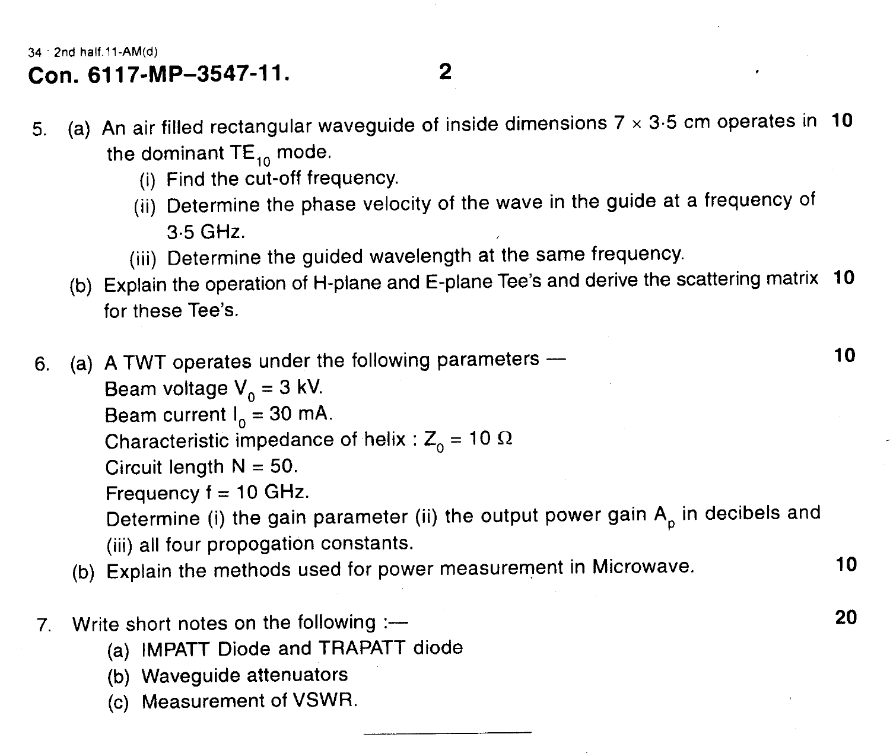5. (a) An air filled rectangular waveguide of inside dimensions $7 \times 3{\cdot}5$ cm operates in the dominant $TE_{10}$ mode. **10**
   - (i) Find the cut-off frequency.
   - (ii) Determine the phase velocity of the wave in the guide at a frequency of 3·5 GHz.
   - (iii) Determine the guided wavelength at the same frequency.

   (b) Explain the operation of H-plane and E-plane Tee's and derive the scattering matrix for these Tee's. **10**

6. (a) A TWT operates under the following parameters — **10**

   Beam voltage $V_0$ = 3 kV.
   Beam current $I_0$ = 30 mA.
   Characteristic impedance of helix : $Z_0 = 10\ \Omega$
   Circuit length N = 50.
   Frequency f = 10 GHz.
   Determine (i) the gain parameter (ii) the output power gain $A_p$ in decibels and (iii) all four propogation constants.

   (b) Explain the methods used for power measurement in Microwave. **10**

7. Write short notes on the following :— **20**
   - (a) IMPATT Diode and TRAPATT diode
   - (b) Waveguide attenuators
   - (c) Measurement of VSWR.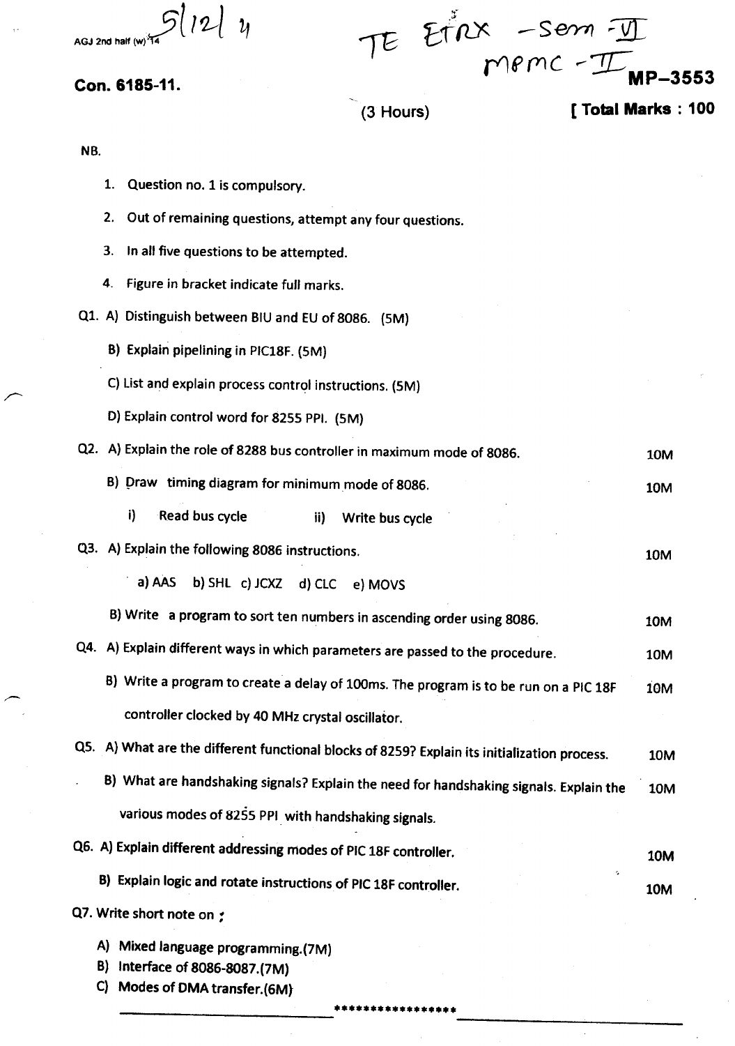AGJ 2nd half (w) 14 5|12| 4

TE ETRX - Sem - VI
MPMC - II

**Con. 6185-11.** **MP-3553**

(3 Hours) **[ Total Marks : 100**

NB.

1. Question no. 1 is compulsory.
2. Out of remaining questions, attempt any four questions.
3. In all five questions to be attempted.
4. Figure in bracket indicate full marks.

Q1. A) Distinguish between BIU and EU of 8086. (5M)

B) Explain pipelining in PIC18F. (5M)

C) List and explain process control instructions. (5M)

D) Explain control word for 8255 PPI. (5M)

Q2. A) Explain the role of 8288 bus controller in maximum mode of 8086. 10M

B) Draw timing diagram for minimum mode of 8086. 10M

i) Read bus cycle ii) Write bus cycle

Q3. A) Explain the following 8086 instructions. 10M

a) AAS b) SHL c) JCXZ d) CLC e) MOVS

B) Write a program to sort ten numbers in ascending order using 8086. 10M

Q4. A) Explain different ways in which parameters are passed to the procedure. 10M

B) Write a program to create a delay of 100ms. The program is to be run on a PIC 18F controller clocked by 40 MHz crystal oscillator. 10M

Q5. A) What are the different functional blocks of 8259? Explain its initialization process. 10M

B) What are handshaking signals? Explain the need for handshaking signals. Explain the various modes of 8255 PPI with handshaking signals. 10M

Q6. A) Explain different addressing modes of PIC 18F controller. 10M

B) Explain logic and rotate instructions of PIC 18F controller. 10M

Q7. Write short note on :

A) Mixed language programming.(7M)
B) Interface of 8086-8087.(7M)
C) Modes of DMA transfer.(6M)

*****************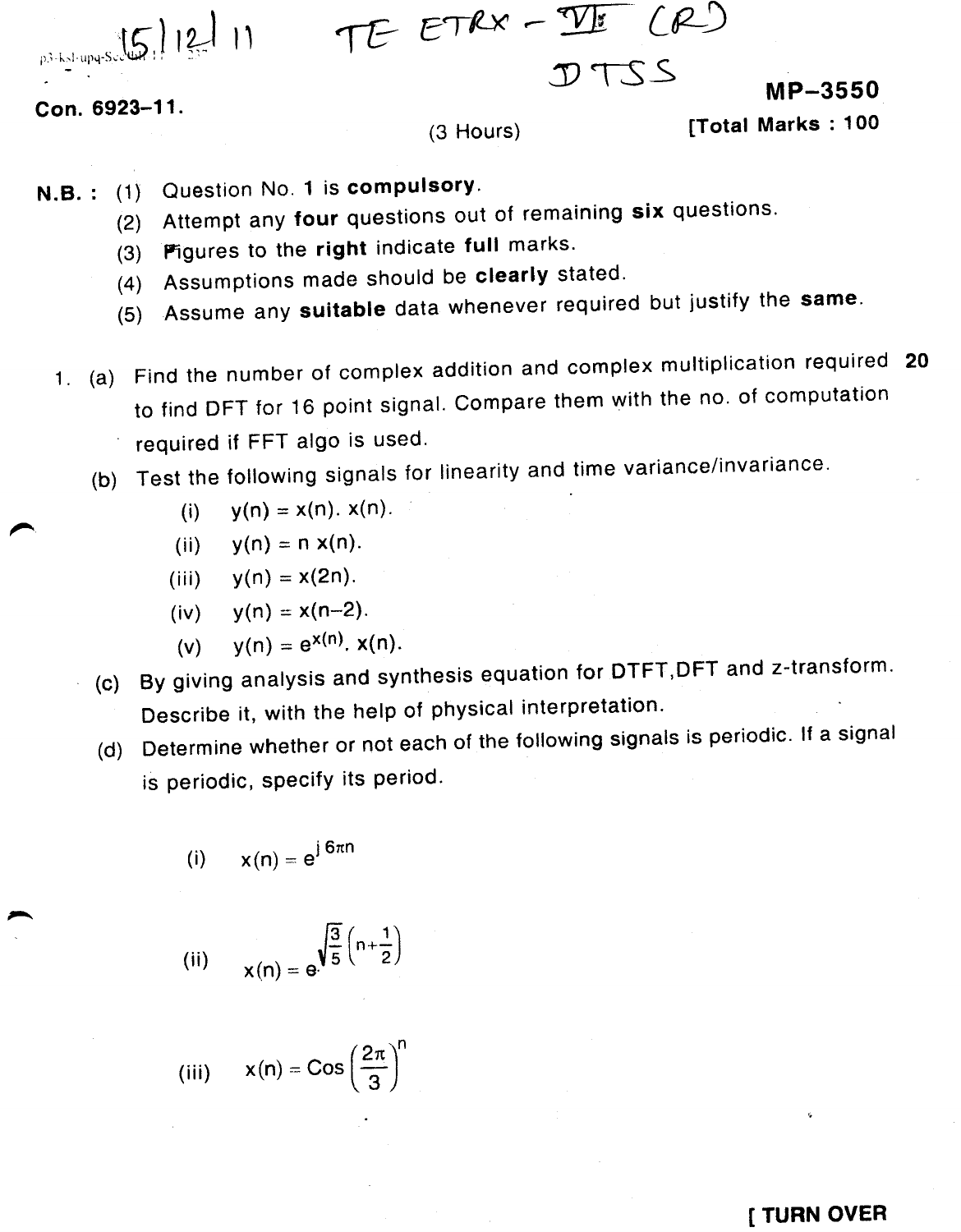15/12/11 TE ETRX – VI (R) DTSS

**Con. 6923-11.**

**MP-3550**

(3 Hours)

**[Total Marks : 100**

**N.B. :** (1) Question No. **1** is **compulsory**.
(2) Attempt any **four** questions out of remaining **six** questions.
(3) Figures to the **right** indicate **full** marks.
(4) Assumptions made should be **clearly** stated.
(5) Assume any **suitable** data whenever required but justify the **same**.

1. (a) Find the number of complex addition and complex multiplication required to find DFT for 16 point signal. Compare them with the no. of computation required if FFT algo is used. **20**

   (b) Test the following signals for linearity and time variance/invariance.
   - (i) $y(n) = x(n).\ x(n)$.
   - (ii) $y(n) = n\ x(n)$.
   - (iii) $y(n) = x(2n)$.
   - (iv) $y(n) = x(n-2)$.
   - (v) $y(n) = e^{x(n)}.\ x(n)$.

   (c) By giving analysis and synthesis equation for DTFT, DFT and z-transform. Describe it, with the help of physical interpretation.

   (d) Determine whether or not each of the following signals is periodic. If a signal is periodic, specify its period.
   - (i) $x(n) = e^{j\,6\pi n}$
   - (ii) $x(n) = e^{\sqrt{\frac{3}{5}}\left(n+\frac{1}{2}\right)}$
   - (iii) $x(n) = \text{Cos}\left(\frac{2\pi}{3}\right)^{n}$

**[ TURN OVER**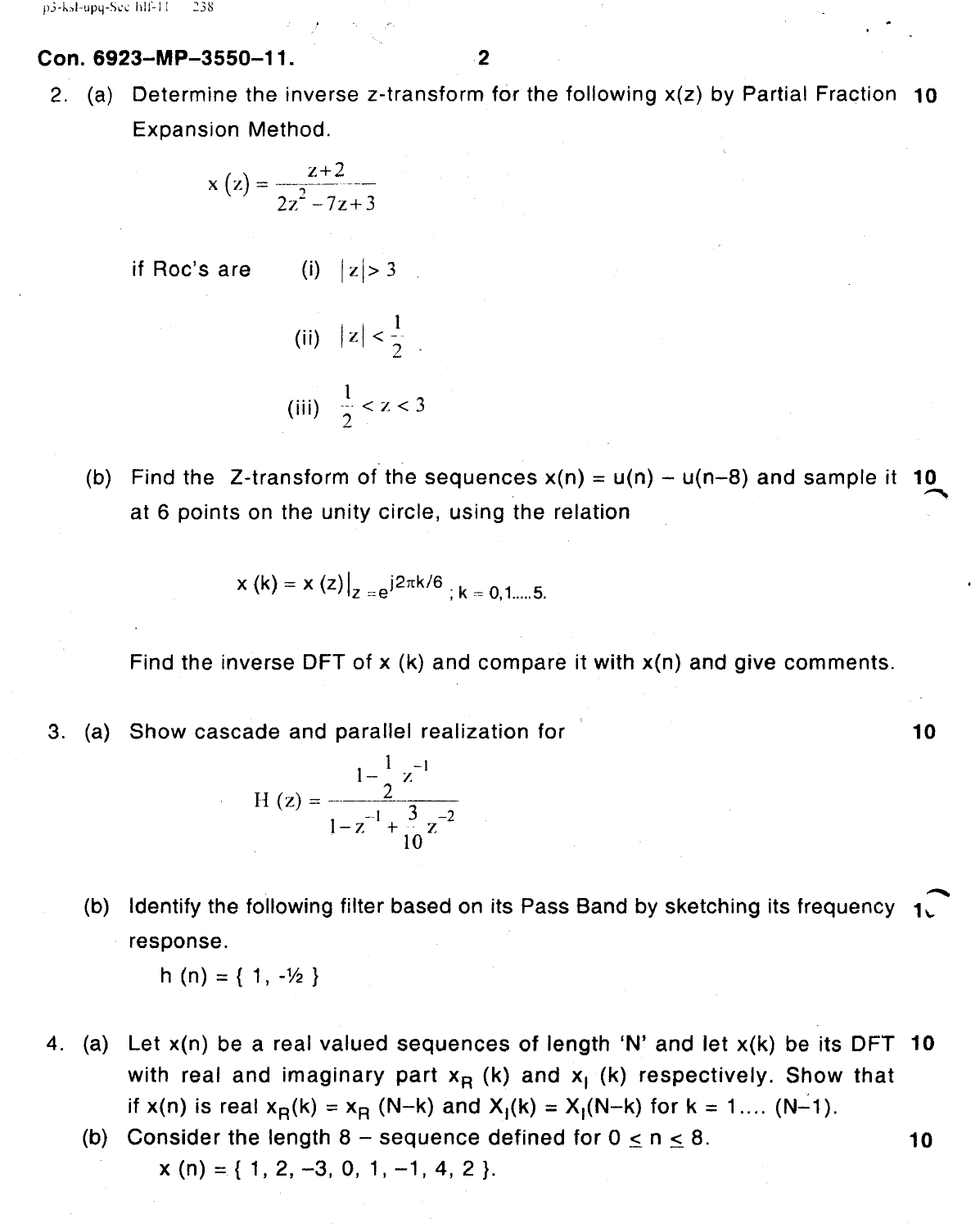**Con. 6923–MP–3550–11.**

2. (a) Determine the inverse z-transform for the following x(z) by Partial Fraction Expansion Method. **10**

$$x(z) = \frac{z+2}{2z^2 - 7z + 3}$$

if Roc's are (i) $|z| > 3$

(ii) $|z| < \frac{1}{2}$

(iii) $\frac{1}{2} < z < 3$

(b) Find the Z-transform of the sequences $x(n) = u(n) - u(n-8)$ and sample it at 6 points on the unity circle, using the relation **10**

$$x(k) = x(z)|_{z = e^{j2\pi k/6}} ; k = 0, 1 \ldots 5.$$

Find the inverse DFT of x (k) and compare it with x(n) and give comments.

3. (a) Show cascade and parallel realization for **10**

$$H(z) = \frac{1 - \frac{1}{2} z^{-1}}{1 - z^{-1} + \frac{3}{10} z^{-2}}$$

(b) Identify the following filter based on its Pass Band by sketching its frequency response. **10**

h (n) = { 1, -½ }

4. (a) Let x(n) be a real valued sequences of length 'N' and let x(k) be its DFT with real and imaginary part $x_R(k)$ and $x_I(k)$ respectively. Show that if x(n) is real $x_R(k) = x_R(N-k)$ and $X_I(k) = X_I(N-k)$ for k = 1.... (N–1). **10**

(b) Consider the length 8 – sequence defined for $0 \leq n \leq 8$. **10**

x (n) = { 1, 2, –3, 0, 1, –1, 4, 2 }.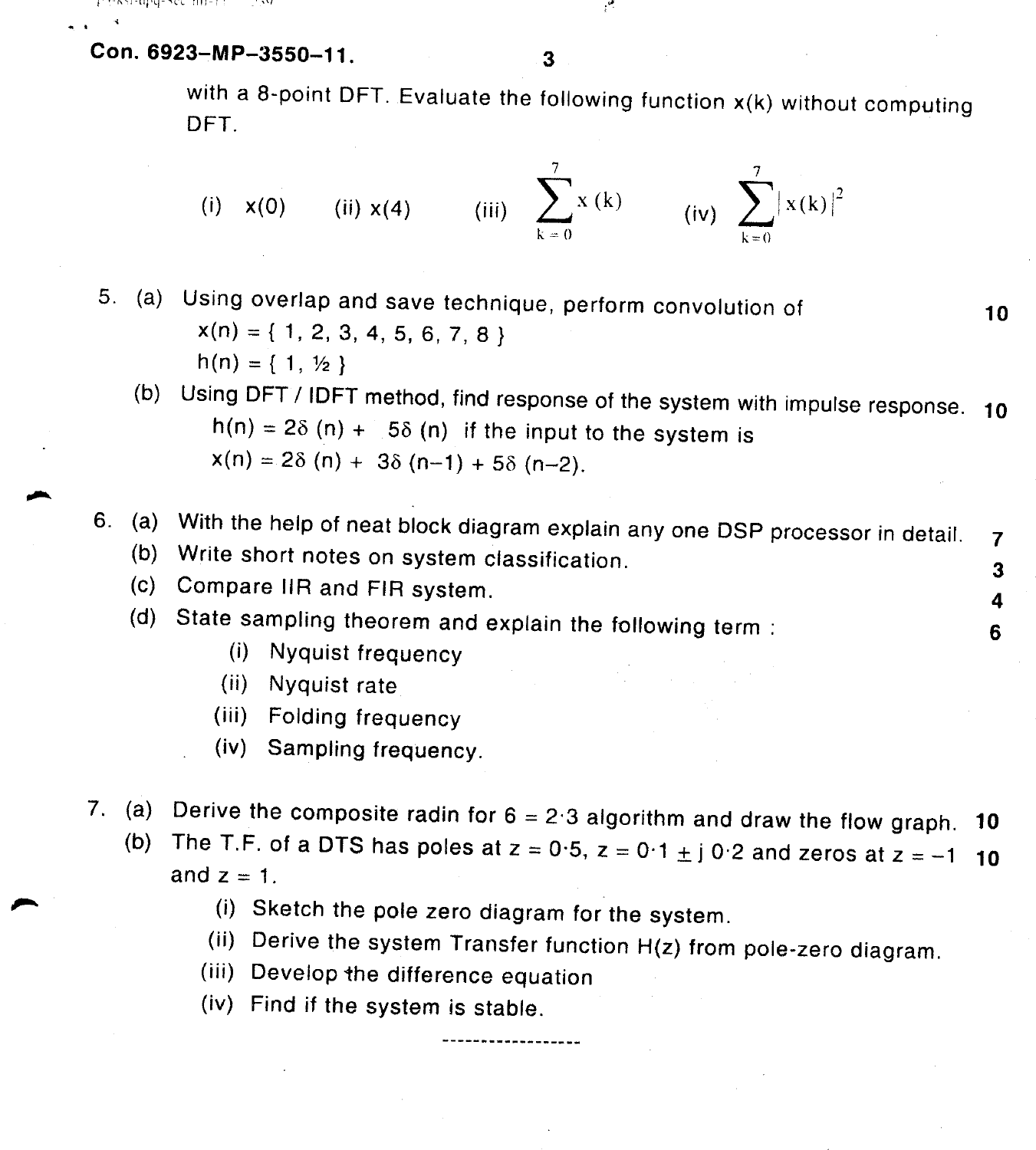with a 8-point DFT. Evaluate the following function x(k) without computing DFT.

(i) $x(0)$ (ii) $x(4)$ (iii) $\sum_{k=0}^{7} x(k)$ (iv) $\sum_{k=0}^{7} |x(k)|^2$

5. (a) Using overlap and save technique, perform convolution of **10**

   $x(n) = \{ 1, 2, 3, 4, 5, 6, 7, 8 \}$

   $h(n) = \{ 1, ½ \}$

   (b) Using DFT / IDFT method, find response of the system with impulse response. **10**

   $h(n) = 2\delta(n) + 5\delta(n)$ if the input to the system is

   $x(n) = 2\delta(n) + 3\delta(n-1) + 5\delta(n-2)$.

6. (a) With the help of neat block diagram explain any one DSP processor in detail. **7**

   (b) Write short notes on system classification. **3**

   (c) Compare IIR and FIR system. **4**

   (d) State sampling theorem and explain the following term : **6**

   (i) Nyquist frequency

   (ii) Nyquist rate

   (iii) Folding frequency

   (iv) Sampling frequency.

7. (a) Derive the composite radin for 6 = 2·3 algorithm and draw the flow graph. **10**

   (b) The T.F. of a DTS has poles at $z = 0{\cdot}5$, $z = 0{\cdot}1 \pm j\,0{\cdot}2$ and zeros at $z = -1$ and $z = 1$. **10**

   (i) Sketch the pole zero diagram for the system.

   (ii) Derive the system Transfer function H(z) from pole-zero diagram.

   (iii) Develop the difference equation

   (iv) Find if the system is stable.

------------------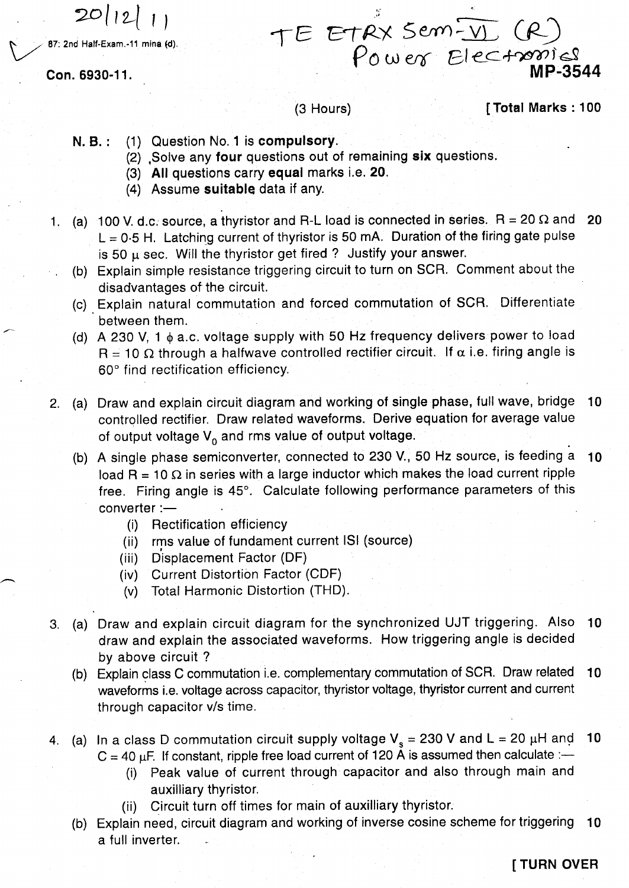20/12/11

87: 2nd Half-Exam.-11 mina (d).

TE ETRX Sem-VI (R)
Power Electronics

**Con. 6930-11.** **MP-3544**

(3 Hours) [ Total Marks : 100

**N. B. :** (1) Question No. 1 is **compulsory**.
(2) Solve any **four** questions out of remaining **six** questions.
(3) **All** questions carry **equal** marks i.e. **20**.
(4) Assume **suitable** data if any.

1. (a) 100 V. d.c. source, a thyristor and R-L load is connected in series. R = 20 Ω and L = 0·5 H. Latching current of thyristor is 50 mA. Duration of the firing gate pulse is 50 μ sec. Will the thyristor get fired ? Justify your answer. **20**
   (b) Explain simple resistance triggering circuit to turn on SCR. Comment about the disadvantages of the circuit.
   (c) Explain natural commutation and forced commutation of SCR. Differentiate between them.
   (d) A 230 V, 1 φ a.c. voltage supply with 50 Hz frequency delivers power to load R = 10 Ω through a halfwave controlled rectifier circuit. If α i.e. firing angle is 60° find rectification efficiency.

2. (a) Draw and explain circuit diagram and working of single phase, full wave, bridge controlled rectifier. Draw related waveforms. Derive equation for average value of output voltage $V_0$ and rms value of output voltage. **10**
   (b) A single phase semiconverter, connected to 230 V., 50 Hz source, is feeding a load R = 10 Ω in series with a large inductor which makes the load current ripple free. Firing angle is 45°. Calculate following performance parameters of this converter :— **10**
      (i) Rectification efficiency
      (ii) rms value of fundament current ISI (source)
      (iii) Displacement Factor (DF)
      (iv) Current Distortion Factor (CDF)
      (v) Total Harmonic Distortion (THD).

3. (a) Draw and explain circuit diagram for the synchronized UJT triggering. Also draw and explain the associated waveforms. How triggering angle is decided by above circuit ? **10**
   (b) Explain class C commutation i.e. complementary commutation of SCR. Draw related waveforms i.e. voltage across capacitor, thyristor voltage, thyristor current and current through capacitor v/s time. **10**

4. (a) In a class D commutation circuit supply voltage $V_s$ = 230 V and L = 20 μH and C = 40 μF. If constant, ripple free load current of 120 A is assumed then calculate :— **10**
      (i) Peak value of current through capacitor and also through main and auxilliary thyristor.
      (ii) Circuit turn off times for main of auxilliary thyristor.
   (b) Explain need, circuit diagram and working of inverse cosine scheme for triggering a full inverter. **10**

[ TURN OVER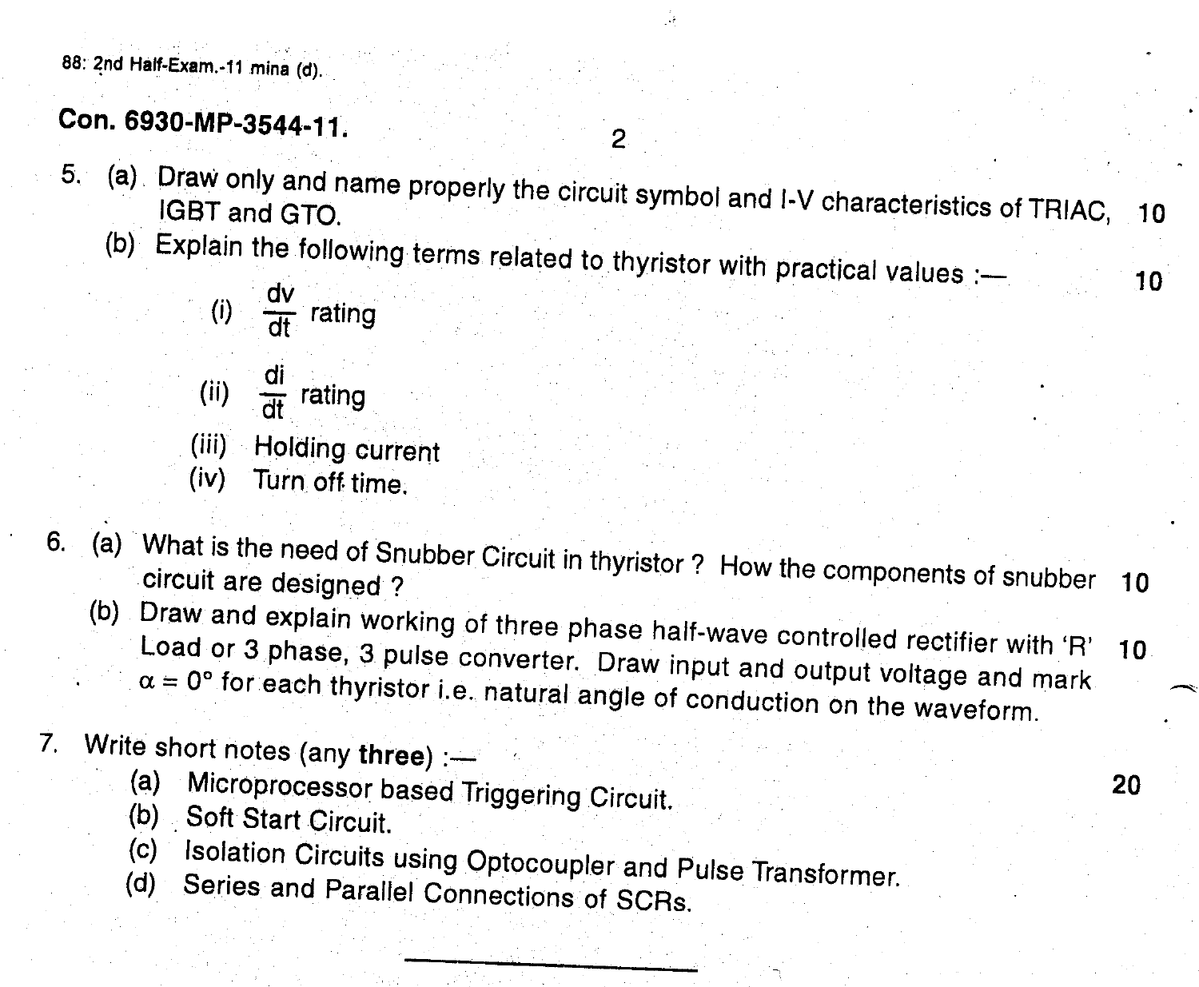88: 2nd Half-Exam.-11 mina (d).

**Con. 6930-MP-3544-11.**

5. (a) Draw only and name properly the circuit symbol and I-V characteristics of TRIAC, IGBT and GTO. **10**

   (b) Explain the following terms related to thyristor with practical values :— **10**

   (i) $\frac{dv}{dt}$ rating

   (ii) $\frac{di}{dt}$ rating

   (iii) Holding current

   (iv) Turn off time.

6. (a) What is the need of Snubber Circuit in thyristor ? How the components of snubber circuit are designed ? **10**

   (b) Draw and explain working of three phase half-wave controlled rectifier with 'R' Load or 3 phase, 3 pulse converter. Draw input and output voltage and mark $\alpha = 0°$ for each thyristor i.e. natural angle of conduction on the waveform. **10**

7. Write short notes (any **three**) :— **20**

   (a) Microprocessor based Triggering Circuit.

   (b) Soft Start Circuit.

   (c) Isolation Circuits using Optocoupler and Pulse Transformer.

   (d) Series and Parallel Connections of SCRs.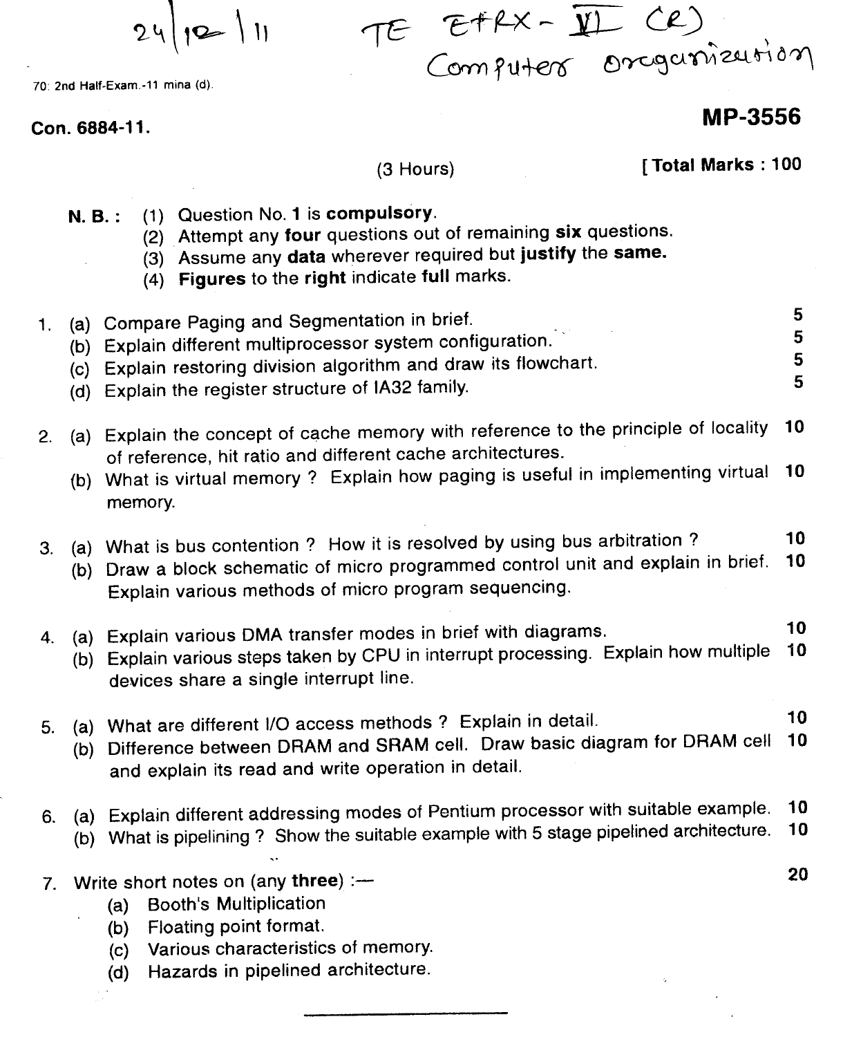24/12/11 TE E&TX – VI (R) Computer Organization

70: 2nd Half-Exam.-11 mina (d).

**Con. 6884-11.**

**MP-3556**

(3 Hours)

**[ Total Marks : 100**

**N. B. :**
(1) Question No. **1** is **compulsory**.
(2) Attempt any **four** questions out of remaining **six** questions.
(3) Assume any **data** wherever required but **justify** the **same.**
(4) **Figures** to the **right** indicate **full** marks.

1. (a) Compare Paging and Segmentation in brief. — 5
   (b) Explain different multiprocessor system configuration. — 5
   (c) Explain restoring division algorithm and draw its flowchart. — 5
   (d) Explain the register structure of IA32 family. — 5

2. (a) Explain the concept of cache memory with reference to the principle of locality of reference, hit ratio and different cache architectures. — 10
   (b) What is virtual memory ? Explain how paging is useful in implementing virtual memory. — 10

3. (a) What is bus contention ? How it is resolved by using bus arbitration ? — 10
   (b) Draw a block schematic of micro programmed control unit and explain in brief. Explain various methods of micro program sequencing. — 10

4. (a) Explain various DMA transfer modes in brief with diagrams. — 10
   (b) Explain various steps taken by CPU in interrupt processing. Explain how multiple devices share a single interrupt line. — 10

5. (a) What are different I/O access methods ? Explain in detail. — 10
   (b) Difference between DRAM and SRAM cell. Draw basic diagram for DRAM cell and explain its read and write operation in detail. — 10

6. (a) Explain different addressing modes of Pentium processor with suitable example. — 10
   (b) What is pipelining ? Show the suitable example with 5 stage pipelined architecture. — 10

7. Write short notes on (any **three**) :— — 20
   (a) Booth's Multiplication
   (b) Floating point format.
   (c) Various characteristics of memory.
   (d) Hazards in pipelined architecture.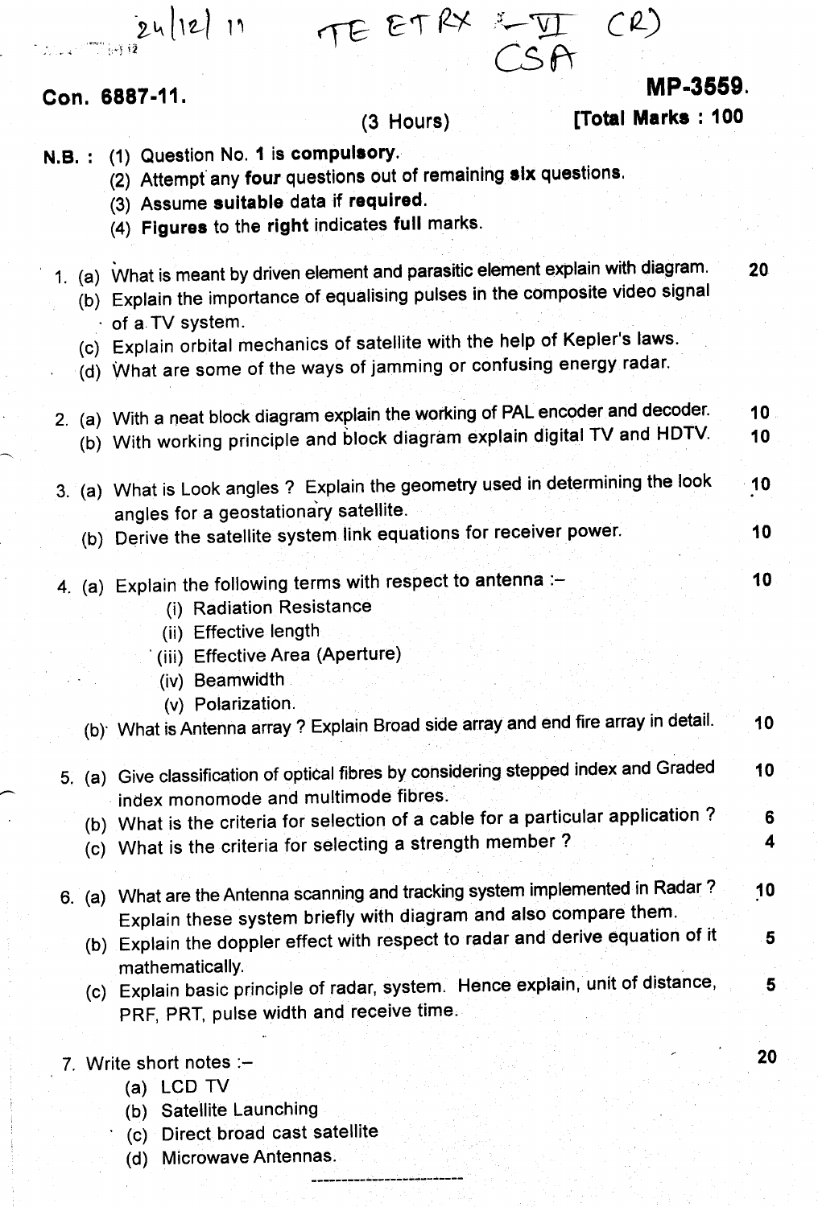24/12/11 TE ETRX – VI (R) CSA

**Con. 6887-11.** **MP-3559.**

(3 Hours) **[Total Marks : 100**

**N.B. :** (1) Question No. **1** is **compulsory**.
(2) Attempt any **four** questions out of remaining **six** questions.
(3) Assume **suitable** data if **required**.
(4) **Figures** to the **right** indicates **full** marks.

1. (a) What is meant by driven element and parasitic element explain with diagram. **20**
   (b) Explain the importance of equalising pulses in the composite video signal of a TV system.
   (c) Explain orbital mechanics of satellite with the help of Kepler's laws.
   (d) What are some of the ways of jamming or confusing energy radar.

2. (a) With a neat block diagram explain the working of PAL encoder and decoder. **10**
   (b) With working principle and block diagram explain digital TV and HDTV. **10**

3. (a) What is Look angles ? Explain the geometry used in determining the look angles for a geostationary satellite. **10**
   (b) Derive the satellite system link equations for receiver power. **10**

4. (a) Explain the following terms with respect to antenna :– **10**
   (i) Radiation Resistance
   (ii) Effective length
   (iii) Effective Area (Aperture)
   (iv) Beamwidth
   (v) Polarization.
   (b) What is Antenna array ? Explain Broad side array and end fire array in detail. **10**

5. (a) Give classification of optical fibres by considering stepped index and Graded index monomode and multimode fibres. **10**
   (b) What is the criteria for selection of a cable for a particular application ? **6**
   (c) What is the criteria for selecting a strength member ? **4**

6. (a) What are the Antenna scanning and tracking system implemented in Radar ? Explain these system briefly with diagram and also compare them. **10**
   (b) Explain the doppler effect with respect to radar and derive equation of it mathematically. **5**
   (c) Explain basic principle of radar, system. Hence explain, unit of distance, PRF, PRT, pulse width and receive time. **5**

7. Write short notes :– **20**
   (a) LCD TV
   (b) Satellite Launching
   (c) Direct broad cast satellite
   (d) Microwave Antennas.